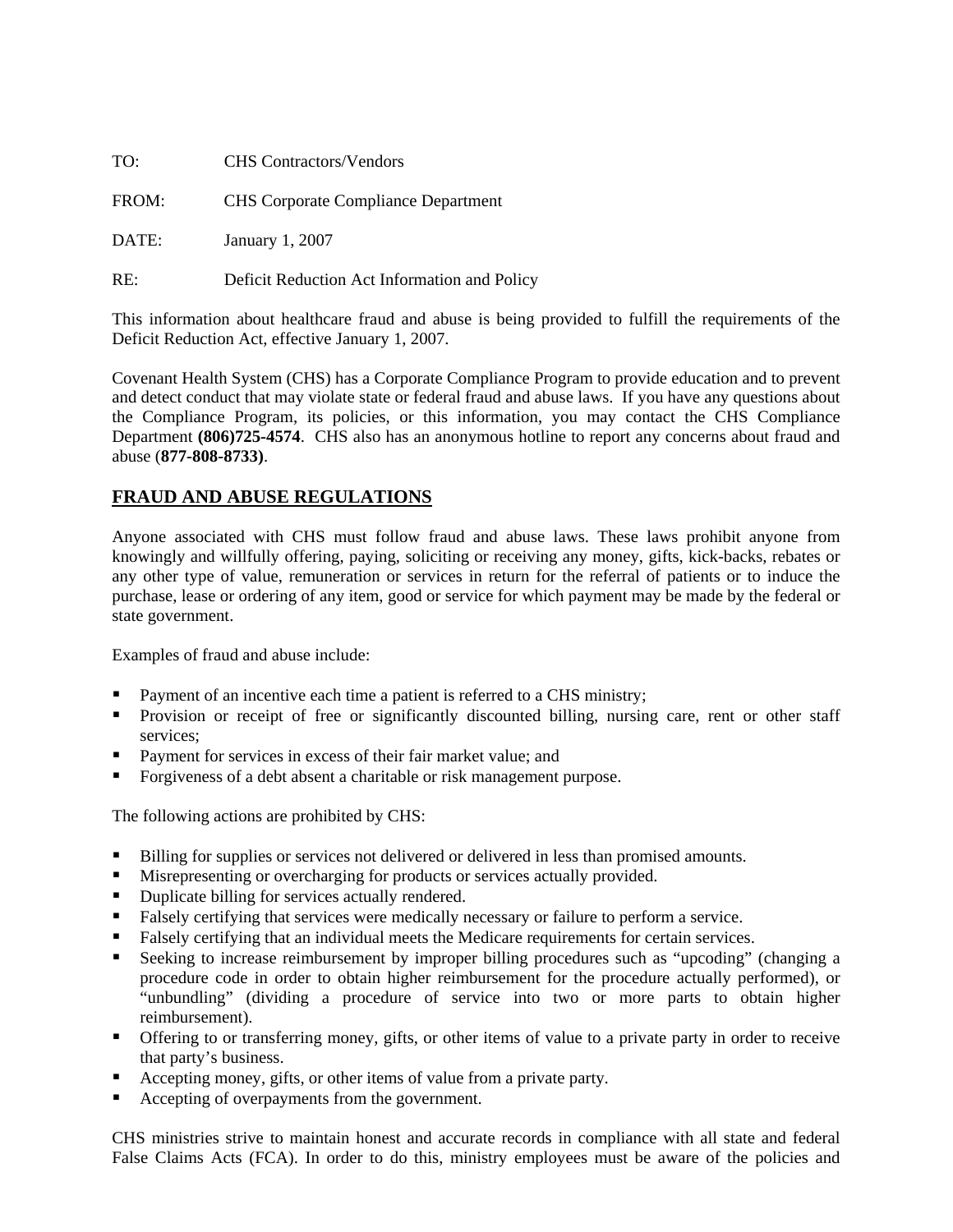TO: CHS Contractors/Vendors

FROM: CHS Corporate Compliance Department

DATE: January 1, 2007

RE: Deficit Reduction Act Information and Policy

This information about healthcare fraud and abuse is being provided to fulfill the requirements of the Deficit Reduction Act, effective January 1, 2007.

Covenant Health System (CHS) has a Corporate Compliance Program to provide education and to prevent and detect conduct that may violate state or federal fraud and abuse laws. If you have any questions about the Compliance Program, its policies, or this information, you may contact the CHS Compliance Department **(806)725-4574**. CHS also has an anonymous hotline to report any concerns about fraud and abuse (**877-808-8733)**.

## FRAUD AND ABUSE REGULATIONS

Anyone associated with CHS must follow fraud and abuse laws. These laws prohibit anyone from knowingly and willfully offering, paying, soliciting or receiving any money, gifts, kick-backs, rebates or any other type of value, remuneration or services in return for the referral of patients or to induce the purchase, lease or ordering of any item, good or service for which payment may be made by the federal or state government.

Examples of fraud and abuse include:

- Payment of an incentive each time a patient is referred to a CHS ministry;
- Provision or receipt of free or significantly discounted billing, nursing care, rent or other staff services;
- Payment for services in excess of their fair market value; and
- Forgiveness of a debt absent a charitable or risk management purpose.

The following actions are prohibited by CHS:

- Billing for supplies or services not delivered or delivered in less than promised amounts.
- Misrepresenting or overcharging for products or services actually provided.
- Duplicate billing for services actually rendered.
- Falsely certifying that services were medically necessary or failure to perform a service.
- Falsely certifying that an individual meets the Medicare requirements for certain services.
- Seeking to increase reimbursement by improper billing procedures such as "upcoding" (changing a procedure code in order to obtain higher reimbursement for the procedure actually performed), or "unbundling" (dividing a procedure of service into two or more parts to obtain higher reimbursement).
- Offering to or transferring money, gifts, or other items of value to a private party in order to receive that party's business.
- Accepting money, gifts, or other items of value from a private party.
- Accepting of overpayments from the government.

CHS ministries strive to maintain honest and accurate records in compliance with all state and federal False Claims Acts (FCA). In order to do this, ministry employees must be aware of the policies and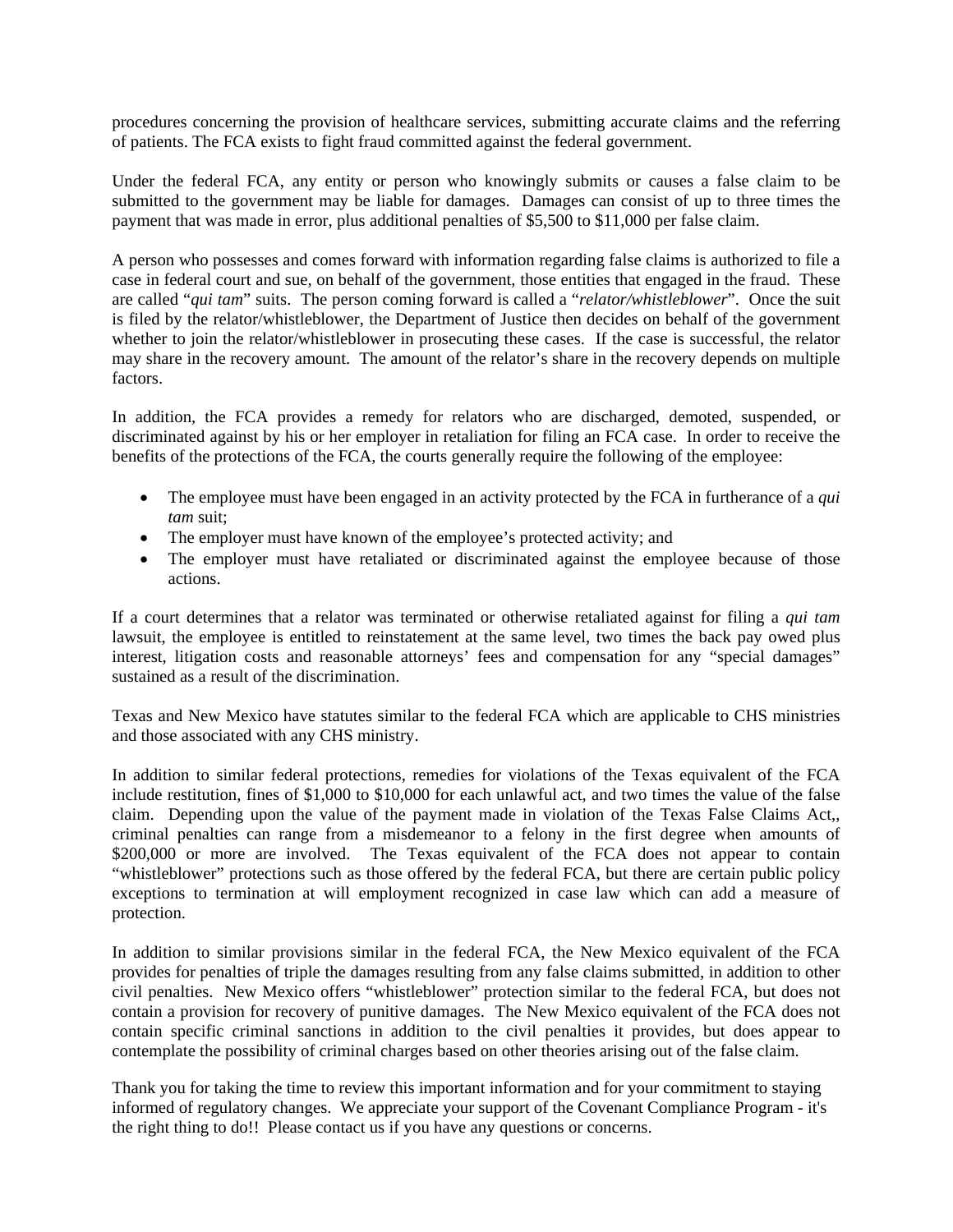procedures concerning the provision of healthcare services, submitting accurate claims and the referring of patients. The FCA exists to fight fraud committed against the federal government.

Under the federal FCA, any entity or person who knowingly submits or causes a false claim to be submitted to the government may be liable for damages. Damages can consist of up to three times the payment that was made in error, plus additional penalties of $5,500 to $11,000 per false claim.

A person who possesses and comes forward with information regarding false claims is authorized to file a case in federal court and sue, on behalf of the government, those entities that engaged in the fraud. These are called "*qui tam*" suits. The person coming forward is called a "*relator/whistleblower*". Once the suit is filed by the relator/whistleblower, the Department of Justice then decides on behalf of the government whether to join the relator/whistleblower in prosecuting these cases. If the case is successful, the relator may share in the recovery amount. The amount of the relator's share in the recovery depends on multiple factors.

In addition, the FCA provides a remedy for relators who are discharged, demoted, suspended, or discriminated against by his or her employer in retaliation for filing an FCA case. In order to receive the benefits of the protections of the FCA, the courts generally require the following of the employee:

- The employee must have been engaged in an activity protected by the FCA in furtherance of a *qui tam* suit;
- The employer must have known of the employee's protected activity; and
- The employer must have retaliated or discriminated against the employee because of those actions.

If a court determines that a relator was terminated or otherwise retaliated against for filing a *qui tam* lawsuit, the employee is entitled to reinstatement at the same level, two times the back pay owed plus interest, litigation costs and reasonable attorneys' fees and compensation for any "special damages" sustained as a result of the discrimination.

Texas and New Mexico have statutes similar to the federal FCA which are applicable to CHS ministries and those associated with any CHS ministry.

In addition to similar federal protections, remedies for violations of the Texas equivalent of the FCA include restitution, fines of $1,000 to $10,000 for each unlawful act, and two times the value of the false claim. Depending upon the value of the payment made in violation of the Texas False Claims Act,, criminal penalties can range from a misdemeanor to a felony in the first degree when amounts of $200,000 or more are involved. The Texas equivalent of the FCA does not appear to contain "whistleblower" protections such as those offered by the federal FCA, but there are certain public policy exceptions to termination at will employment recognized in case law which can add a measure of protection.

In addition to similar provisions similar in the federal FCA, the New Mexico equivalent of the FCA provides for penalties of triple the damages resulting from any false claims submitted, in addition to other civil penalties. New Mexico offers "whistleblower" protection similar to the federal FCA, but does not contain a provision for recovery of punitive damages. The New Mexico equivalent of the FCA does not contain specific criminal sanctions in addition to the civil penalties it provides, but does appear to contemplate the possibility of criminal charges based on other theories arising out of the false claim.

Thank you for taking the time to review this important information and for your commitment to staying informed of regulatory changes. We appreciate your support of the Covenant Compliance Program - it's the right thing to do!! Please contact us if you have any questions or concerns.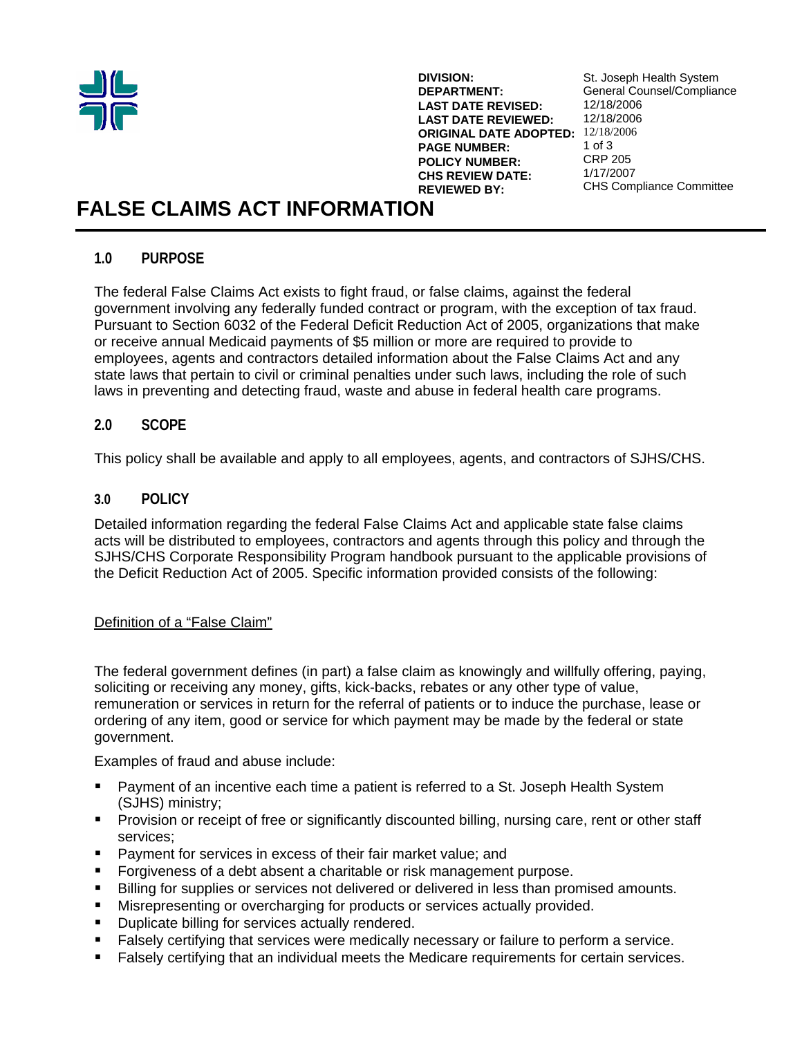| | |
|---|---|
| **DIVISION:** | St. Joseph Health System |
| **DEPARTMENT:** | General Counsel/Compliance |
| **LAST DATE REVISED:** | 12/18/2006 |
| **LAST DATE REVIEWED:** | 12/18/2006 |
| **ORIGINAL DATE ADOPTED:** | 12/18/2006 |
| **POLICY NUMBER:** | CRP 205 |
| **CHS REVIEW DATE:** | 1/17/2007 |
| **REVIEWED BY:** | CHS Compliance Committee |

# FALSE CLAIMS ACT INFORMATION

## 1.0 PURPOSE

The federal False Claims Act exists to fight fraud, or false claims, against the federal government involving any federally funded contract or program, with the exception of tax fraud. Pursuant to Section 6032 of the Federal Deficit Reduction Act of 2005, organizations that make or receive annual Medicaid payments of $5 million or more are required to provide to employees, agents and contractors detailed information about the False Claims Act and any state laws that pertain to civil or criminal penalties under such laws, including the role of such laws in preventing and detecting fraud, waste and abuse in federal health care programs.

## 2.0 SCOPE

This policy shall be available and apply to all employees, agents, and contractors of SJHS/CHS.

## 3.0 POLICY

Detailed information regarding the federal False Claims Act and applicable state false claims acts will be distributed to employees, contractors and agents through this policy and through the SJHS/CHS Corporate Responsibility Program handbook pursuant to the applicable provisions of the Deficit Reduction Act of 2005. Specific information provided consists of the following:

<u>Definition of a "False Claim"</u>

The federal government defines (in part) a false claim as knowingly and willfully offering, paying, soliciting or receiving any money, gifts, kick-backs, rebates or any other type of value, remuneration or services in return for the referral of patients or to induce the purchase, lease or ordering of any item, good or service for which payment may be made by the federal or state government.

Examples of fraud and abuse include:

- Payment of an incentive each time a patient is referred to a St. Joseph Health System (SJHS) ministry;
- Provision or receipt of free or significantly discounted billing, nursing care, rent or other staff services;
- Payment for services in excess of their fair market value; and
- Forgiveness of a debt absent a charitable or risk management purpose.
- Billing for supplies or services not delivered or delivered in less than promised amounts.
- Misrepresenting or overcharging for products or services actually provided.
- Duplicate billing for services actually rendered.
- Falsely certifying that services were medically necessary or failure to perform a service.
- Falsely certifying that an individual meets the Medicare requirements for certain services.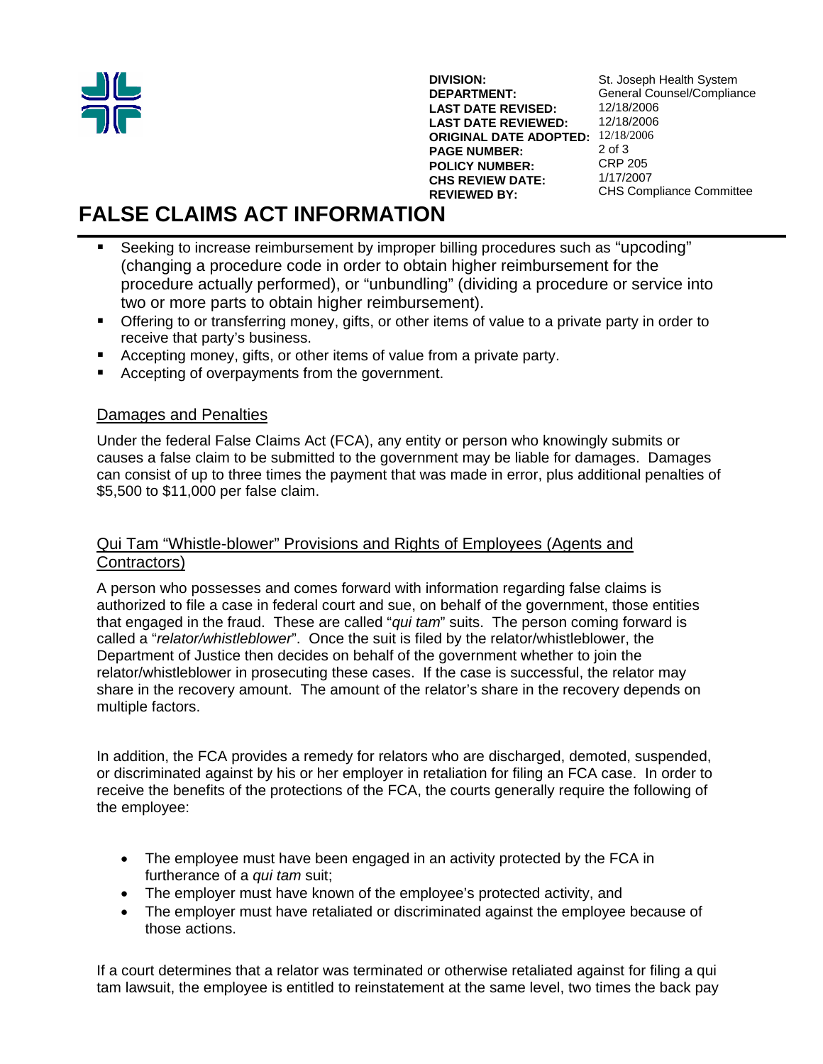- Seeking to increase reimbursement by improper billing procedures such as "upcoding" (changing a procedure code in order to obtain higher reimbursement for the procedure actually performed), or "unbundling" (dividing a procedure or service into two or more parts to obtain higher reimbursement).
- Offering to or transferring money, gifts, or other items of value to a private party in order to receive that party's business.
- Accepting money, gifts, or other items of value from a private party.
- Accepting of overpayments from the government.

## Damages and Penalties

Under the federal False Claims Act (FCA), any entity or person who knowingly submits or causes a false claim to be submitted to the government may be liable for damages. Damages can consist of up to three times the payment that was made in error, plus additional penalties of $5,500 to $11,000 per false claim.

## Qui Tam "Whistle-blower" Provisions and Rights of Employees (Agents and Contractors)

A person who possesses and comes forward with information regarding false claims is authorized to file a case in federal court and sue, on behalf of the government, those entities that engaged in the fraud. These are called "*qui tam*" suits. The person coming forward is called a "*relator/whistleblower*". Once the suit is filed by the relator/whistleblower, the Department of Justice then decides on behalf of the government whether to join the relator/whistleblower in prosecuting these cases. If the case is successful, the relator may share in the recovery amount. The amount of the relator's share in the recovery depends on multiple factors.

In addition, the FCA provides a remedy for relators who are discharged, demoted, suspended, or discriminated against by his or her employer in retaliation for filing an FCA case. In order to receive the benefits of the protections of the FCA, the courts generally require the following of the employee:

- The employee must have been engaged in an activity protected by the FCA in furtherance of a *qui tam* suit;
- The employer must have known of the employee's protected activity, and
- The employer must have retaliated or discriminated against the employee because of those actions.

If a court determines that a relator was terminated or otherwise retaliated against for filing a qui tam lawsuit, the employee is entitled to reinstatement at the same level, two times the back pay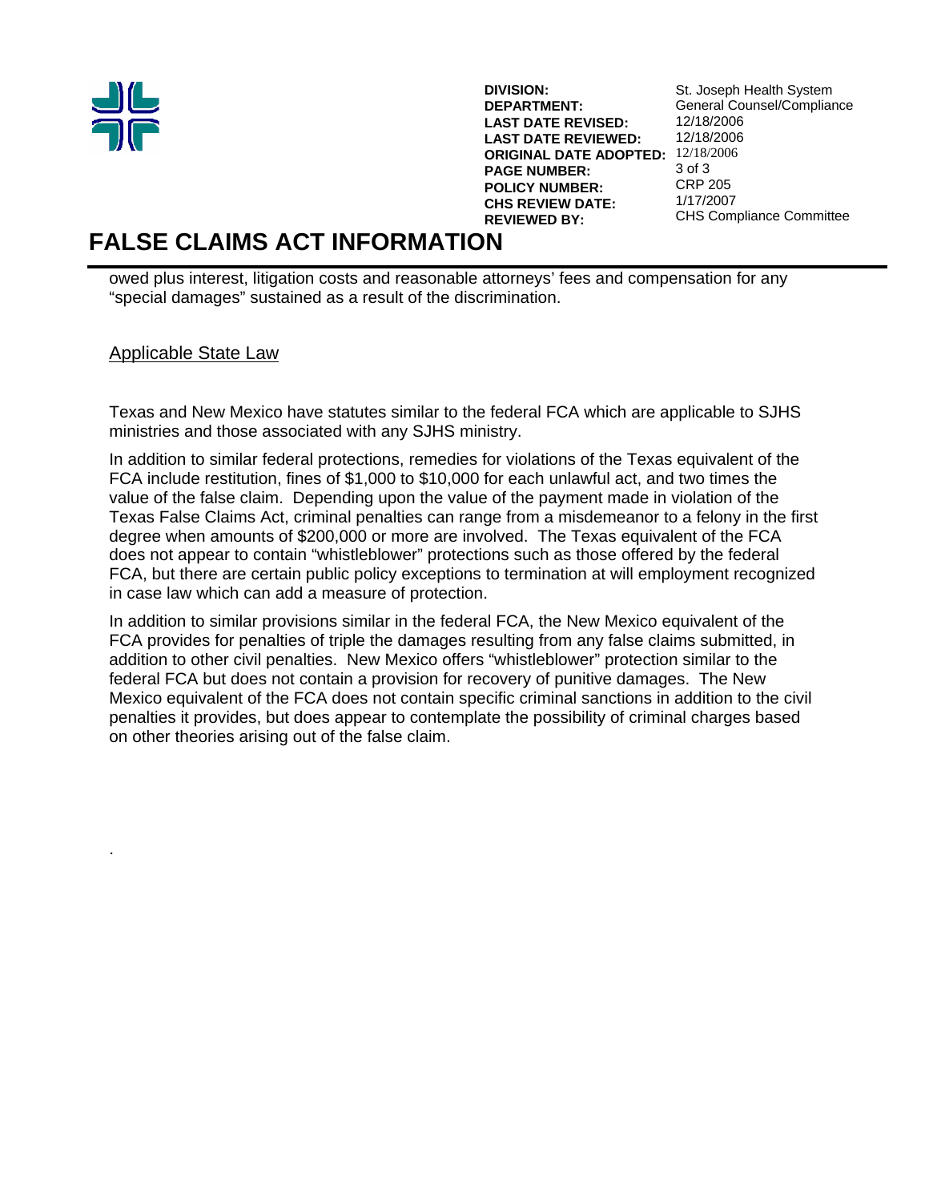owed plus interest, litigation costs and reasonable attorneys' fees and compensation for any "special damages" sustained as a result of the discrimination.

## Applicable State Law

Texas and New Mexico have statutes similar to the federal FCA which are applicable to SJHS ministries and those associated with any SJHS ministry.

In addition to similar federal protections, remedies for violations of the Texas equivalent of the FCA include restitution, fines of $1,000 to $10,000 for each unlawful act, and two times the value of the false claim. Depending upon the value of the payment made in violation of the Texas False Claims Act, criminal penalties can range from a misdemeanor to a felony in the first degree when amounts of $200,000 or more are involved. The Texas equivalent of the FCA does not appear to contain "whistleblower" protections such as those offered by the federal FCA, but there are certain public policy exceptions to termination at will employment recognized in case law which can add a measure of protection.

In addition to similar provisions similar in the federal FCA, the New Mexico equivalent of the FCA provides for penalties of triple the damages resulting from any false claims submitted, in addition to other civil penalties. New Mexico offers "whistleblower" protection similar to the federal FCA but does not contain a provision for recovery of punitive damages. The New Mexico equivalent of the FCA does not contain specific criminal sanctions in addition to the civil penalties it provides, but does appear to contemplate the possibility of criminal charges based on other theories arising out of the false claim.